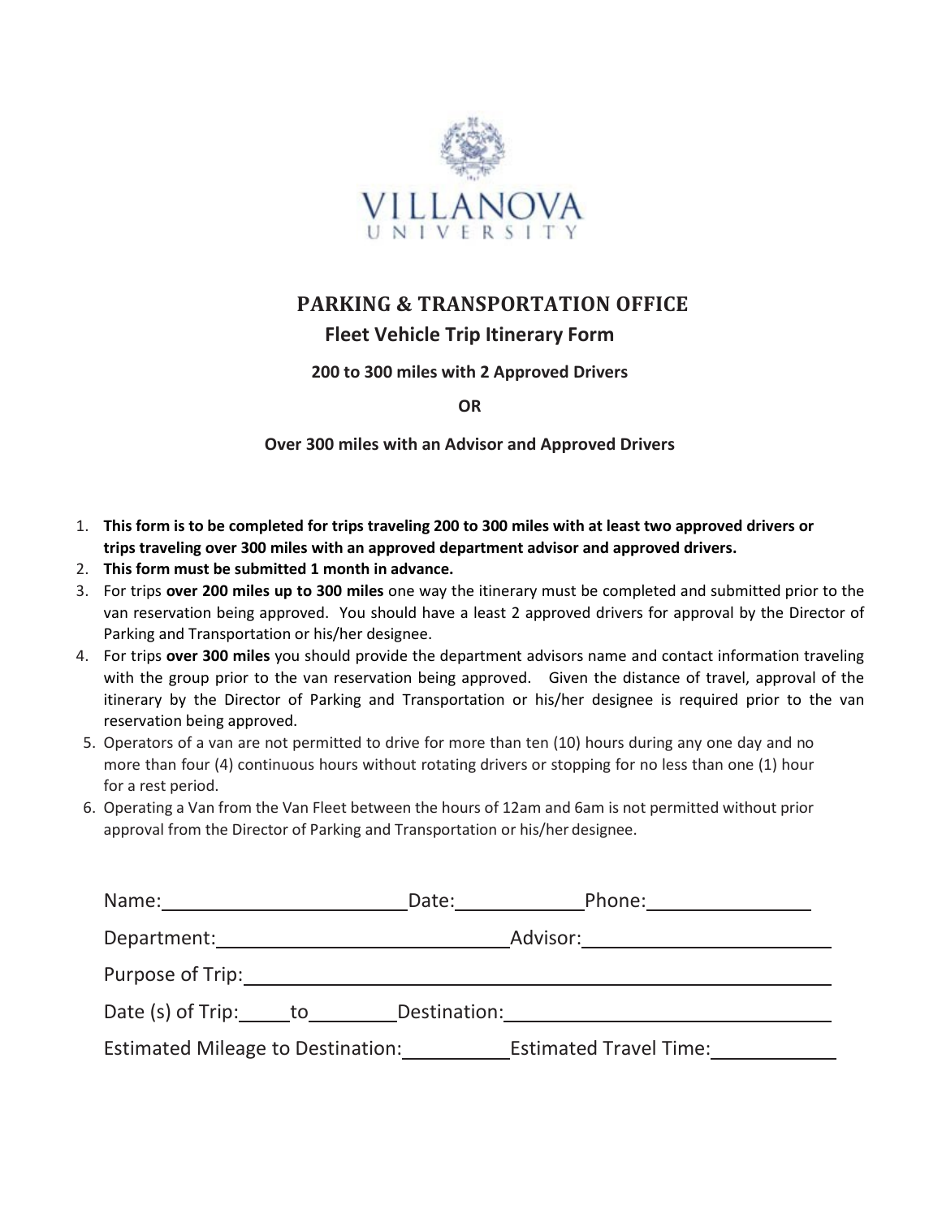VILLANOVA
UNIVERSITY

# PARKING & TRANSPORTATION OFFICE

## Fleet Vehicle Trip Itinerary Form

**200 to 300 miles with 2 Approved Drivers**

**OR**

**Over 300 miles with an Advisor and Approved Drivers**

1. **This form is to be completed for trips traveling 200 to 300 miles with at least two approved drivers or trips traveling over 300 miles with an approved department advisor and approved drivers.**
2. **This form must be submitted 1 month in advance.**
3. For trips **over 200 miles up to 300 miles** one way the itinerary must be completed and submitted prior to the van reservation being approved. You should have a least 2 approved drivers for approval by the Director of Parking and Transportation or his/her designee.
4. For trips **over 300 miles** you should provide the department advisors name and contact information traveling with the group prior to the van reservation being approved. Given the distance of travel, approval of the itinerary by the Director of Parking and Transportation or his/her designee is required prior to the van reservation being approved.
5. Operators of a van are not permitted to drive for more than ten (10) hours during any one day and no more than four (4) continuous hours without rotating drivers or stopping for no less than one (1) hour for a rest period.
6. Operating a Van from the Van Fleet between the hours of 12am and 6am is not permitted without prior approval from the Director of Parking and Transportation or his/her designee.

Name:________________________ Date:____________ Phone:________________

Department:____________________________ Advisor:________________________

Purpose of Trip:____________________________________________________________

Date (s) of Trip:_____to________ Destination:______________________________

Estimated Mileage to Destination:__________ Estimated Travel Time:____________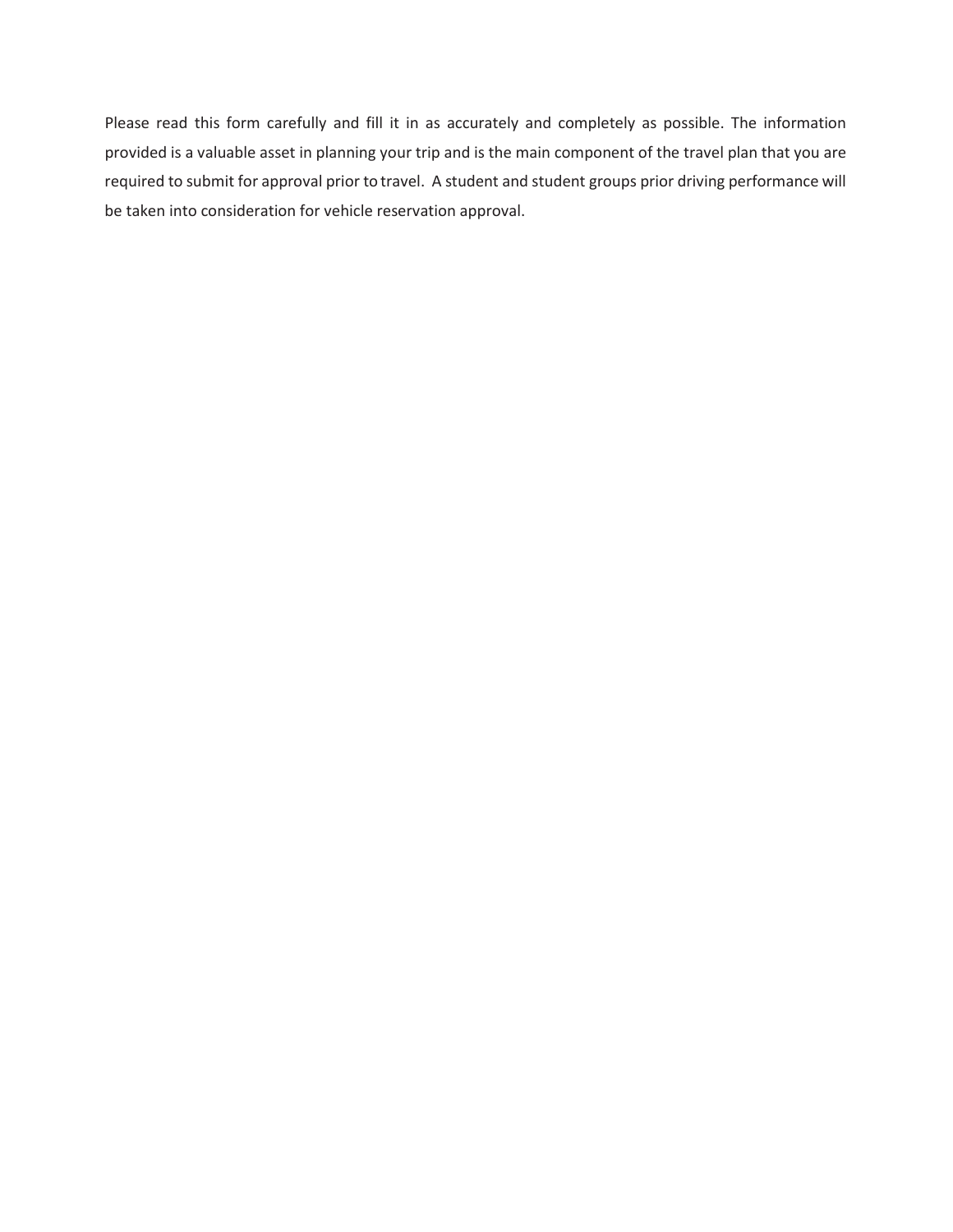Please read this form carefully and fill it in as accurately and completely as possible. The information provided is a valuable asset in planning your trip and is the main component of the travel plan that you are required to submit for approval prior to travel. A student and student groups prior driving performance will be taken into consideration for vehicle reservation approval.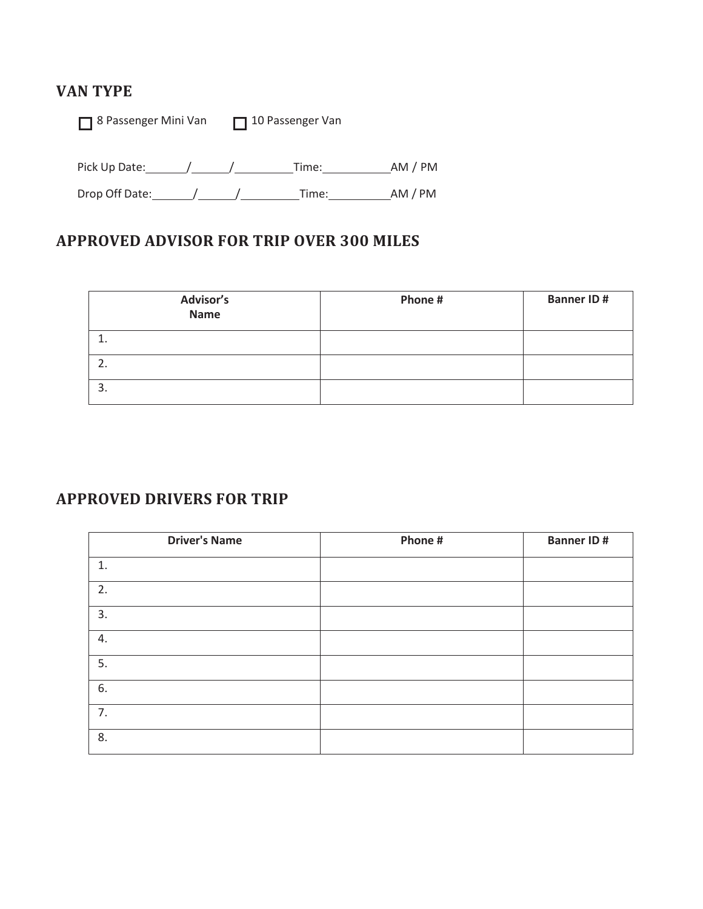## VAN TYPE

☐ 8 Passenger Mini Van ☐ 10 Passenger Van

Pick Up Date:\_\_\_\_\_\_/\_\_\_\_\_\_/\_\_\_\_\_\_\_\_\_Time:\_\_\_\_\_\_\_\_\_\_\_AM / PM

Drop Off Date:\_\_\_\_\_\_/\_\_\_\_\_\_/\_\_\_\_\_\_\_\_\_Time:\_\_\_\_\_\_\_\_\_\_AM / PM

## APPROVED ADVISOR FOR TRIP OVER 300 MILES

| Advisor's Name | Phone # | Banner ID # |
|---|---|---|
| 1. | | |
| 2. | | |
| 3. | | |

## APPROVED DRIVERS FOR TRIP

| Driver's Name | Phone # | Banner ID # |
|---|---|---|
| 1. | | |
| 2. | | |
| 3. | | |
| 4. | | |
| 5. | | |
| 6. | | |
| 7. | | |
| 8. | | |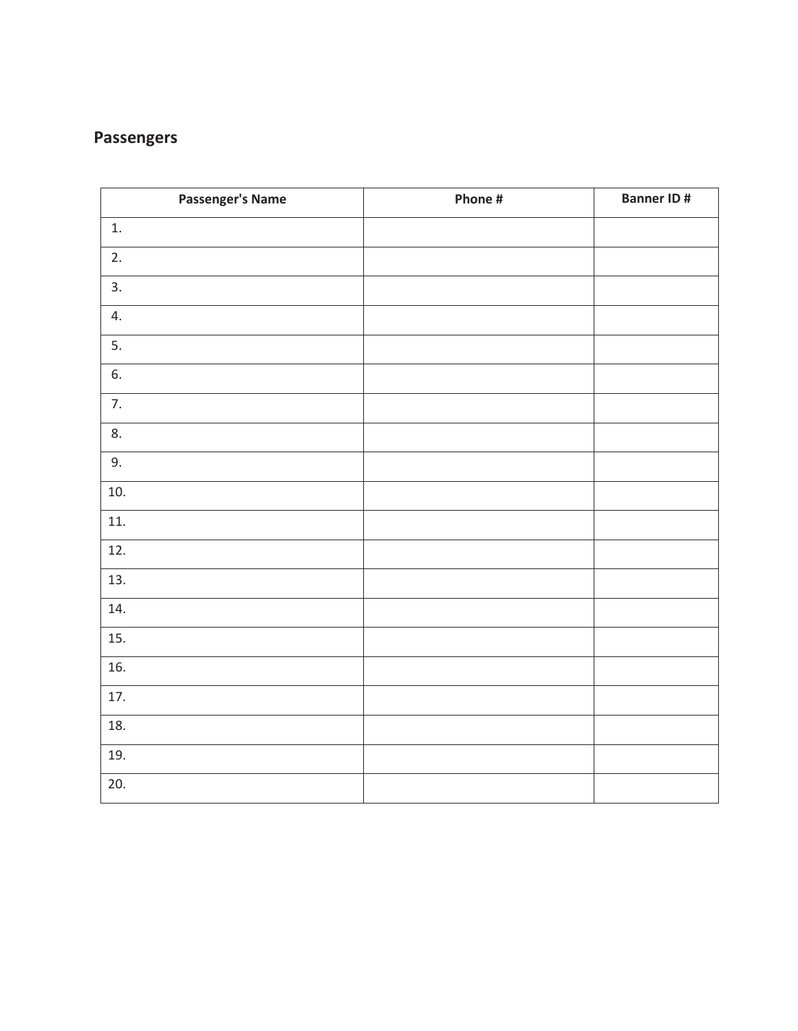## Passengers

| Passenger's Name | Phone # | Banner ID # |
|---|---|---|
| 1. | | |
| 2. | | |
| 3. | | |
| 4. | | |
| 5. | | |
| 6. | | |
| 7. | | |
| 8. | | |
| 9. | | |
| 10. | | |
| 11. | | |
| 12. | | |
| 13. | | |
| 14. | | |
| 15. | | |
| 16. | | |
| 17. | | |
| 18. | | |
| 19. | | |
| 20. | | |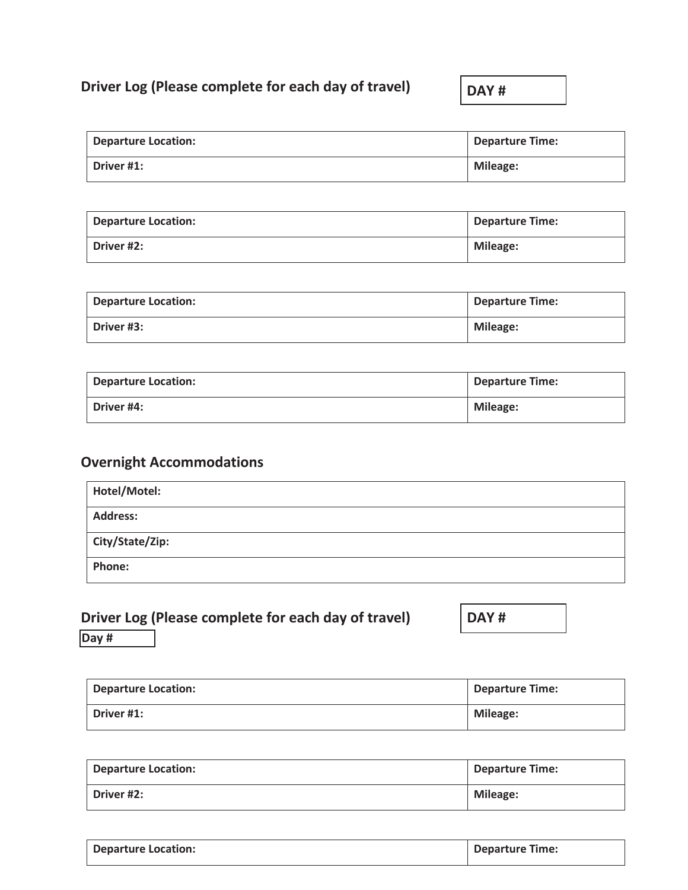## Driver Log (Please complete for each day of travel)

**DAY #**

| Departure Location: | Departure Time: |
| --- | --- |
| **Driver #1:** | **Mileage:** |

| Departure Location: | Departure Time: |
| --- | --- |
| **Driver #2:** | **Mileage:** |

| Departure Location: | Departure Time: |
| --- | --- |
| **Driver #3:** | **Mileage:** |

| Departure Location: | Departure Time: |
| --- | --- |
| **Driver #4:** | **Mileage:** |

## Overnight Accommodations

| Hotel/Motel: |
| --- |
| **Address:** |
| **City/State/Zip:** |
| **Phone:** |

## Driver Log (Please complete for each day of travel)

**DAY #**

**Day #**

| Departure Location: | Departure Time: |
| --- | --- |
| **Driver #1:** | **Mileage:** |

| Departure Location: | Departure Time: |
| --- | --- |
| **Driver #2:** | **Mileage:** |

| Departure Location: | Departure Time: |
| --- | --- |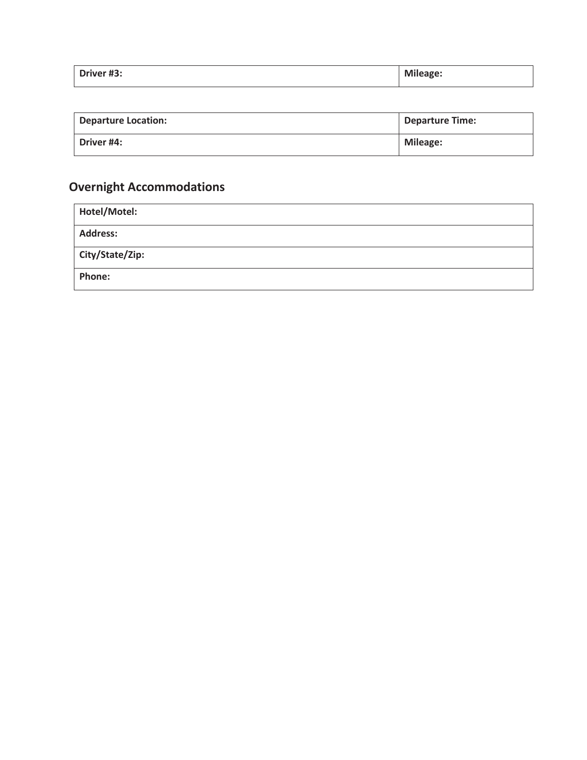| Driver #3: | Mileage: |
| --- | --- |

| Departure Location: | Departure Time: |
| --- | --- |
| Driver #4: | Mileage: |

## Overnight Accommodations

| Hotel/Motel: |
| --- |
| Address: |
| City/State/Zip: |
| Phone: |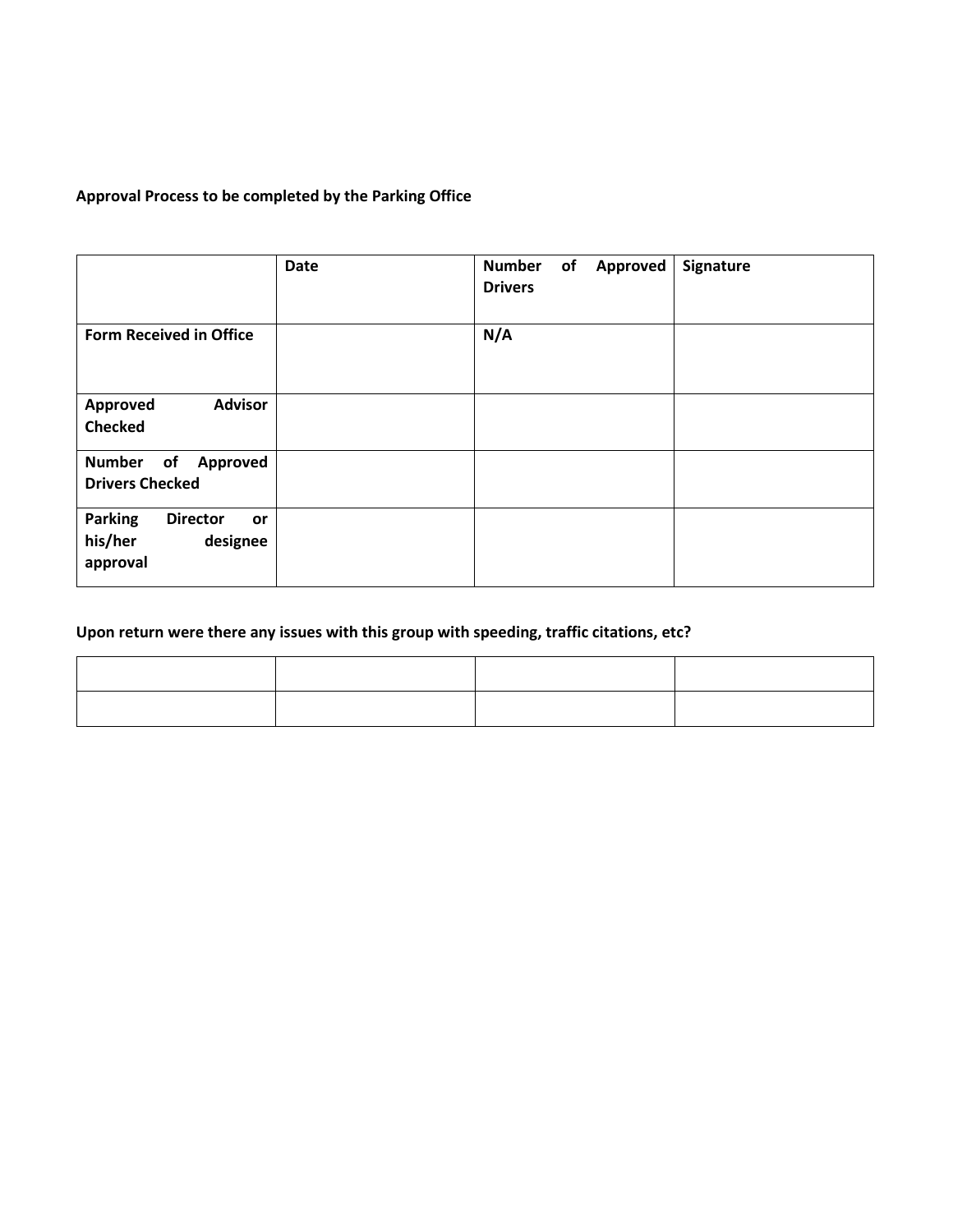**Approval Process to be completed by the Parking Office**

| | **Date** | **Number of Approved Drivers** | **Signature** |
|---|---|---|---|
| **Form Received in Office** | | **N/A** | |
| **Approved Advisor Checked** | | | |
| **Number of Approved Drivers Checked** | | | |
| **Parking Director or his/her designee approval** | | | |

**Upon return were there any issues with this group with speeding, traffic citations, etc?**

| | | | |
|---|---|---|---|
| | | | |
| | | | |